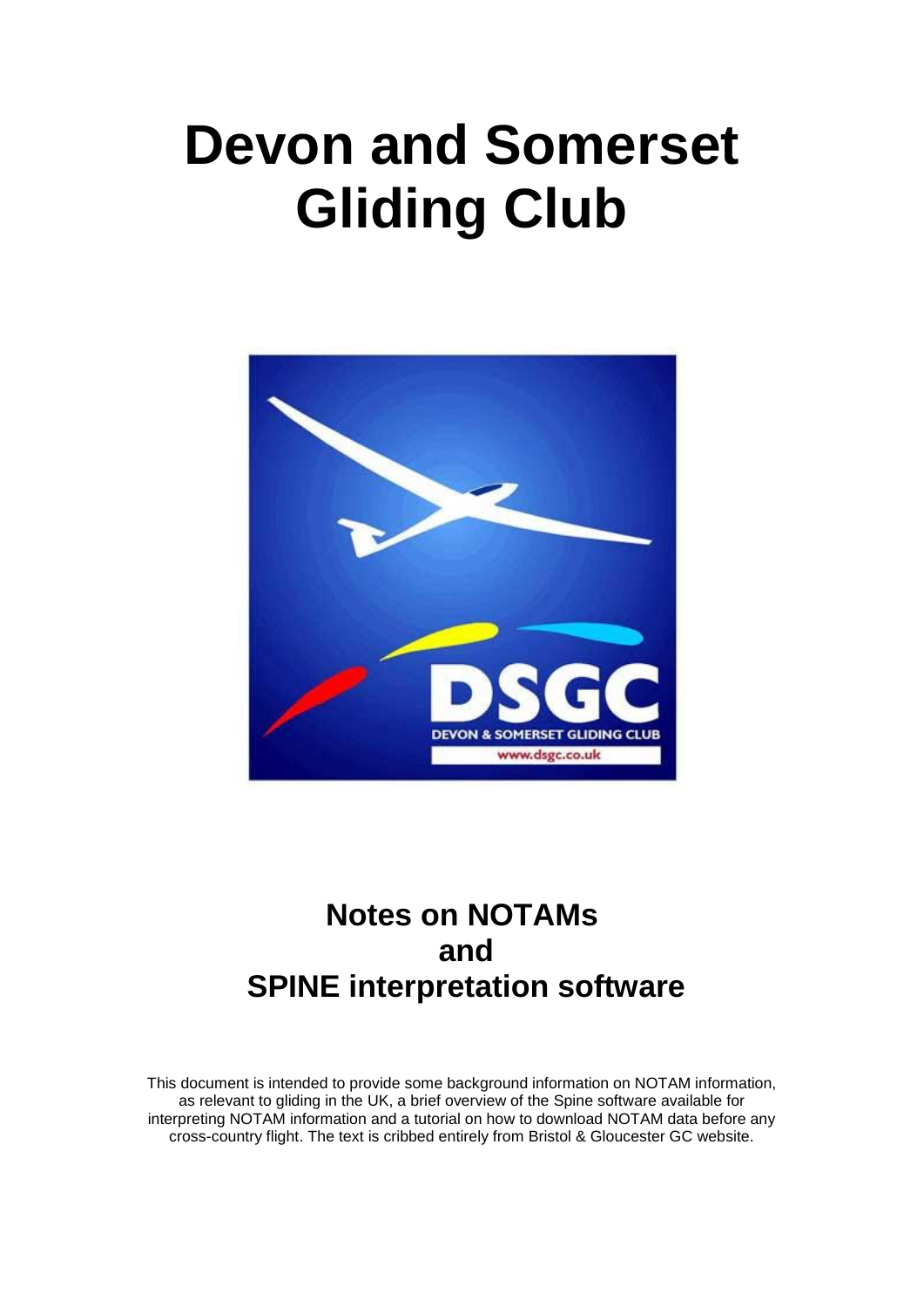# Devon and Somerset Gliding Club

## Notes on NOTAMs and SPINE interpretation software

This document is intended to provide some background information on NOTAM information, as relevant to gliding in the UK, a brief overview of the Spine software available for interpreting NOTAM information and a tutorial on how to download NOTAM data before any cross-country flight. The text is cribbed entirely from Bristol & Gloucester GC website.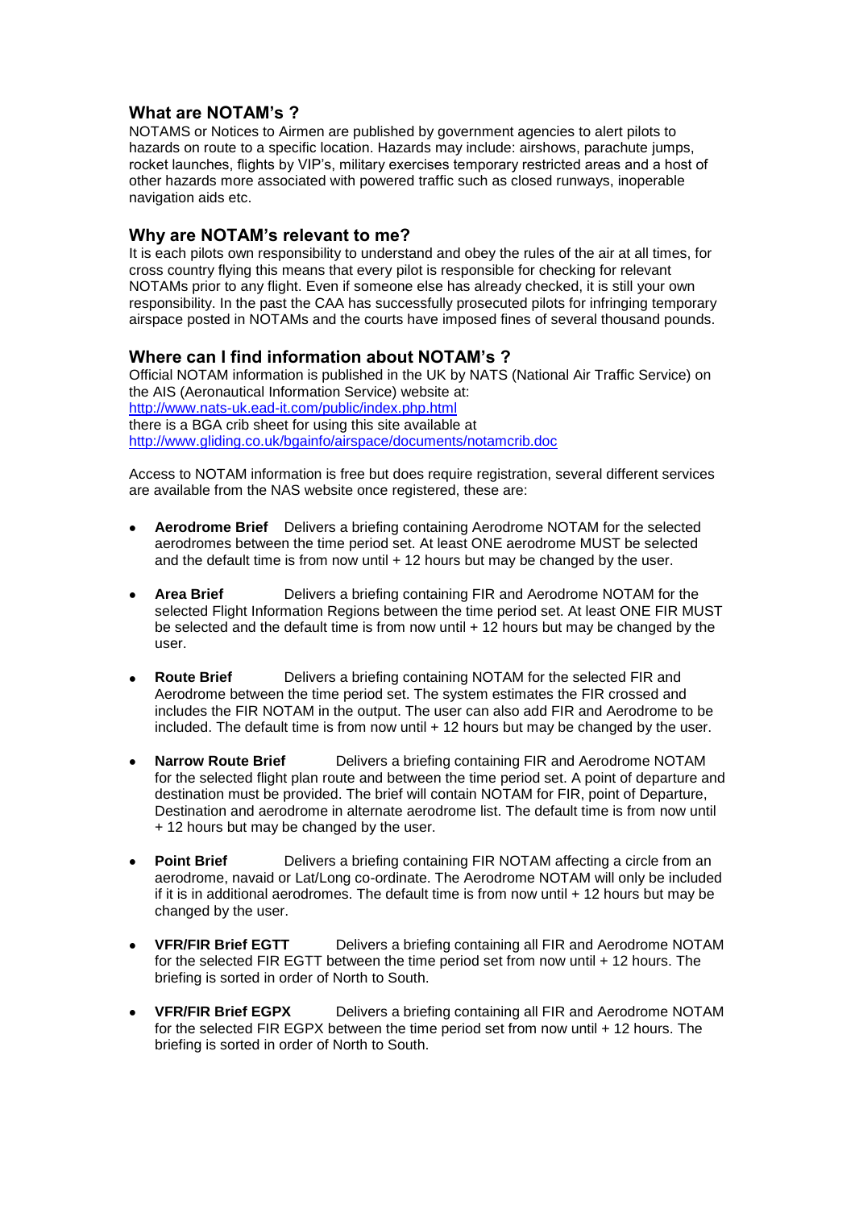## What are NOTAM's ?

NOTAMS or Notices to Airmen are published by government agencies to alert pilots to hazards on route to a specific location. Hazards may include: airshows, parachute jumps, rocket launches, flights by VIP's, military exercises temporary restricted areas and a host of other hazards more associated with powered traffic such as closed runways, inoperable navigation aids etc.

## Why are NOTAM's relevant to me?

It is each pilots own responsibility to understand and obey the rules of the air at all times, for cross country flying this means that every pilot is responsible for checking for relevant NOTAMs prior to any flight. Even if someone else has already checked, it is still your own responsibility. In the past the CAA has successfully prosecuted pilots for infringing temporary airspace posted in NOTAMs and the courts have imposed fines of several thousand pounds.

## Where can I find information about NOTAM's ?

Official NOTAM information is published in the UK by NATS (National Air Traffic Service) on the AIS (Aeronautical Information Service) website at:
http://www.nats-uk.ead-it.com/public/index.php.html
there is a BGA crib sheet for using this site available at
http://www.gliding.co.uk/bgainfo/airspace/documents/notamcrib.doc

Access to NOTAM information is free but does require registration, several different services are available from the NAS website once registered, these are:

- **Aerodrome Brief** Delivers a briefing containing Aerodrome NOTAM for the selected aerodromes between the time period set. At least ONE aerodrome MUST be selected and the default time is from now until + 12 hours but may be changed by the user.
- **Area Brief** Delivers a briefing containing FIR and Aerodrome NOTAM for the selected Flight Information Regions between the time period set. At least ONE FIR MUST be selected and the default time is from now until + 12 hours but may be changed by the user.
- **Route Brief** Delivers a briefing containing NOTAM for the selected FIR and Aerodrome between the time period set. The system estimates the FIR crossed and includes the FIR NOTAM in the output. The user can also add FIR and Aerodrome to be included. The default time is from now until + 12 hours but may be changed by the user.
- **Narrow Route Brief** Delivers a briefing containing FIR and Aerodrome NOTAM for the selected flight plan route and between the time period set. A point of departure and destination must be provided. The brief will contain NOTAM for FIR, point of Departure, Destination and aerodrome in alternate aerodrome list. The default time is from now until + 12 hours but may be changed by the user.
- **Point Brief** Delivers a briefing containing FIR NOTAM affecting a circle from an aerodrome, navaid or Lat/Long co-ordinate. The Aerodrome NOTAM will only be included if it is in additional aerodromes. The default time is from now until + 12 hours but may be changed by the user.
- **VFR/FIR Brief EGTT** Delivers a briefing containing all FIR and Aerodrome NOTAM for the selected FIR EGTT between the time period set from now until + 12 hours. The briefing is sorted in order of North to South.
- **VFR/FIR Brief EGPX** Delivers a briefing containing all FIR and Aerodrome NOTAM for the selected FIR EGPX between the time period set from now until + 12 hours. The briefing is sorted in order of North to South.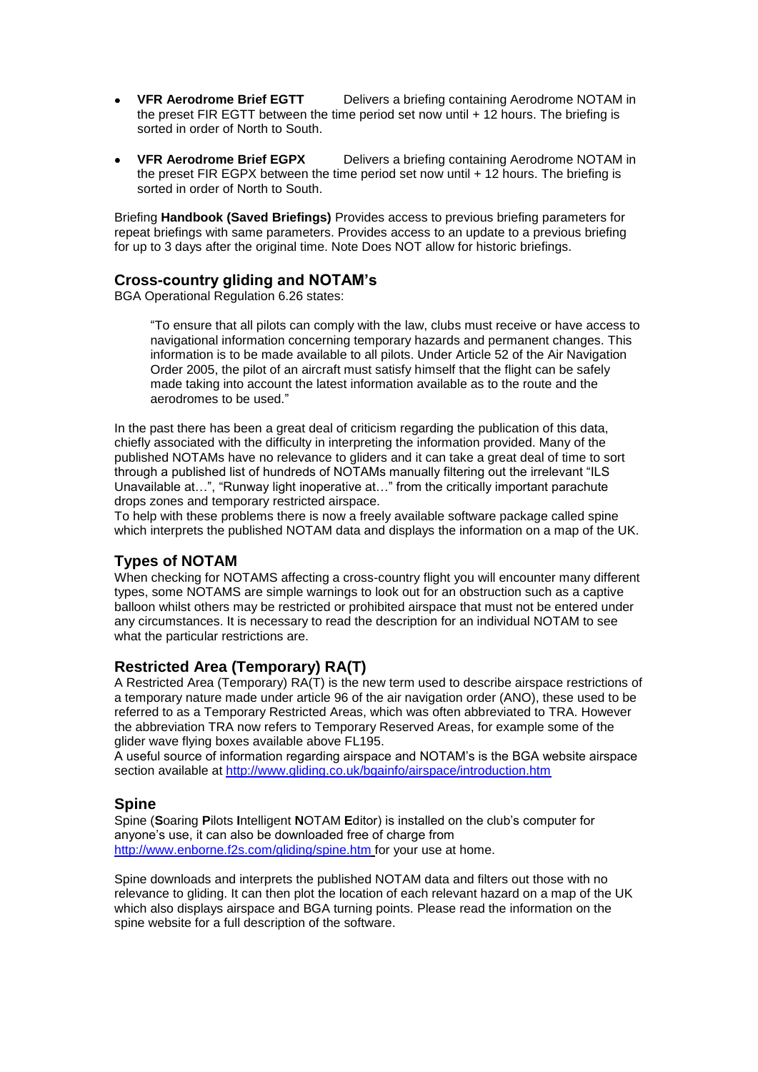- **VFR Aerodrome Brief EGTT** Delivers a briefing containing Aerodrome NOTAM in the preset FIR EGTT between the time period set now until + 12 hours. The briefing is sorted in order of North to South.
- **VFR Aerodrome Brief EGPX** Delivers a briefing containing Aerodrome NOTAM in the preset FIR EGPX between the time period set now until + 12 hours. The briefing is sorted in order of North to South.

Briefing **Handbook (Saved Briefings)** Provides access to previous briefing parameters for repeat briefings with same parameters. Provides access to an update to a previous briefing for up to 3 days after the original time. Note Does NOT allow for historic briefings.

## Cross-country gliding and NOTAM's

BGA Operational Regulation 6.26 states:

> "To ensure that all pilots can comply with the law, clubs must receive or have access to navigational information concerning temporary hazards and permanent changes. This information is to be made available to all pilots. Under Article 52 of the Air Navigation Order 2005, the pilot of an aircraft must satisfy himself that the flight can be safely made taking into account the latest information available as to the route and the aerodromes to be used."

In the past there has been a great deal of criticism regarding the publication of this data, chiefly associated with the difficulty in interpreting the information provided. Many of the published NOTAMs have no relevance to gliders and it can take a great deal of time to sort through a published list of hundreds of NOTAMs manually filtering out the irrelevant "ILS Unavailable at…", "Runway light inoperative at…" from the critically important parachute drops zones and temporary restricted airspace.
To help with these problems there is now a freely available software package called spine which interprets the published NOTAM data and displays the information on a map of the UK.

## Types of NOTAM

When checking for NOTAMS affecting a cross-country flight you will encounter many different types, some NOTAMS are simple warnings to look out for an obstruction such as a captive balloon whilst others may be restricted or prohibited airspace that must not be entered under any circumstances. It is necessary to read the description for an individual NOTAM to see what the particular restrictions are.

## Restricted Area (Temporary) RA(T)

A Restricted Area (Temporary) RA(T) is the new term used to describe airspace restrictions of a temporary nature made under article 96 of the air navigation order (ANO), these used to be referred to as a Temporary Restricted Areas, which was often abbreviated to TRA. However the abbreviation TRA now refers to Temporary Reserved Areas, for example some of the glider wave flying boxes available above FL195.
A useful source of information regarding airspace and NOTAM's is the BGA website airspace section available at http://www.gliding.co.uk/bgainfo/airspace/introduction.htm

## Spine

Spine (**S**oaring **P**ilots **I**ntelligent **N**OTAM **E**ditor) is installed on the club's computer for anyone's use, it can also be downloaded free of charge from http://www.enborne.f2s.com/gliding/spine.htm for your use at home.

Spine downloads and interprets the published NOTAM data and filters out those with no relevance to gliding. It can then plot the location of each relevant hazard on a map of the UK which also displays airspace and BGA turning points. Please read the information on the spine website for a full description of the software.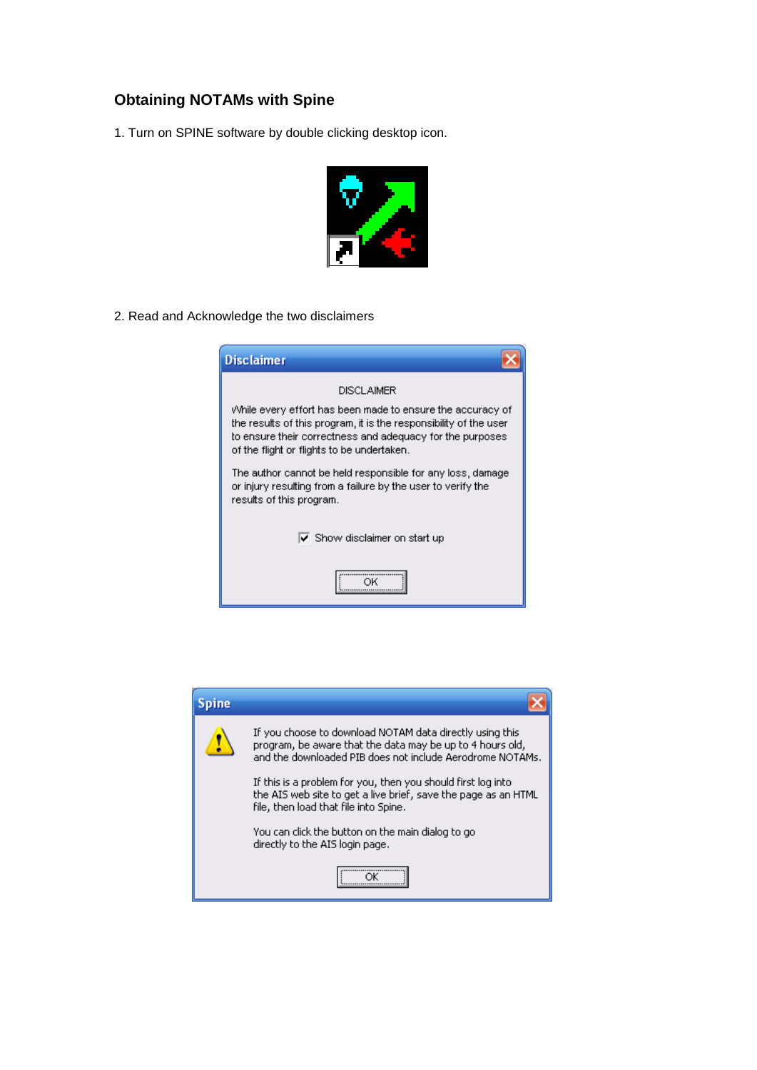## Obtaining NOTAMs with Spine

1. Turn on SPINE software by double clicking desktop icon.

2. Read and Acknowledge the two disclaimers

**Disclaimer**

DISCLAIMER

While every effort has been made to ensure the accuracy of the results of this program, it is the responsibility of the user to ensure their correctness and adequacy for the purposes of the flight or flights to be undertaken.

The author cannot be held responsible for any loss, damage or injury resulting from a failure by the user to verify the results of this program.

☑ Show disclaimer on start up

OK

**Spine**

If you choose to download NOTAM data directly using this program, be aware that the data may be up to 4 hours old, and the downloaded PIB does not include Aerodrome NOTAMs.

If this is a problem for you, then you should first log into the AIS web site to get a live brief, save the page as an HTML file, then load that file into Spine.

You can click the button on the main dialog to go directly to the AIS login page.

OK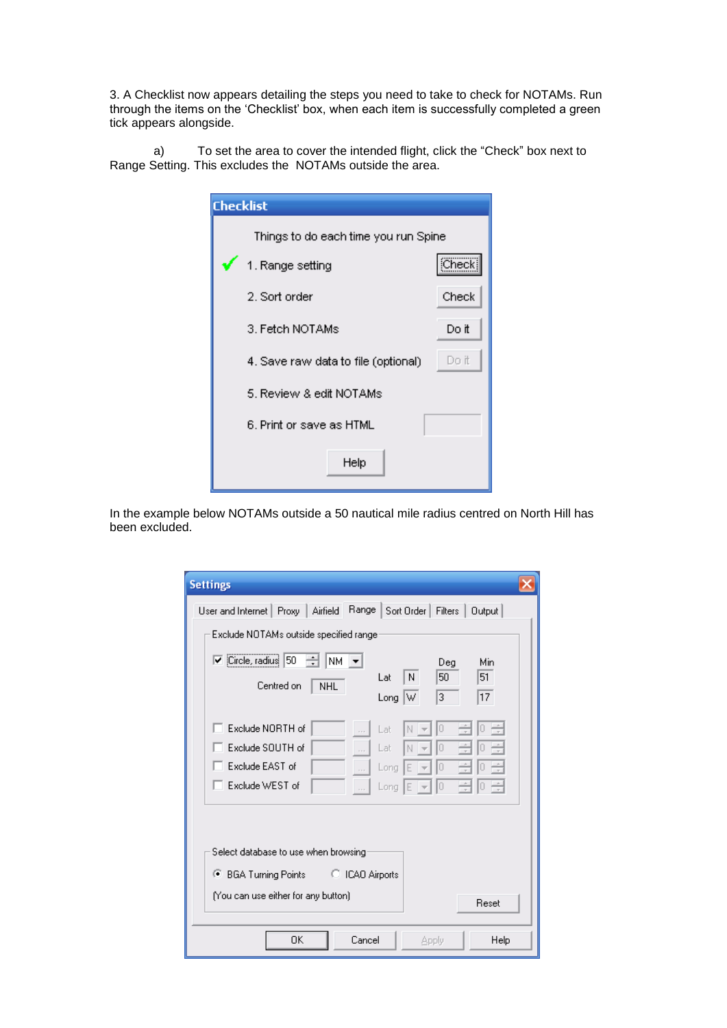3. A Checklist now appears detailing the steps you need to take to check for NOTAMs. Run through the items on the 'Checklist' box, when each item is successfully completed a green tick appears alongside.

a) To set the area to cover the intended flight, click the "Check" box next to Range Setting. This excludes the NOTAMs outside the area.

**Checklist**

Things to do each time you run Spine

- ✓ 1. Range setting — Check
- 2. Sort order — Check
- 3. Fetch NOTAMs — Do it
- 4. Save raw data to file (optional) — Do it
- 5. Review & edit NOTAMs
- 6. Print or save as HTML

Help

In the example below NOTAMs outside a 50 nautical mile radius centred on North Hill has been excluded.

**Settings**

User and Internet | Proxy | Airfield | Range | Sort Order | Filters | Output

Exclude NOTAMs outside specified range

- [x] Circle, radius 50 NM — Centred on NHL — Lat N 50 Deg 51 Min — Long W 3 Deg 17 Min
- [ ] Exclude NORTH of — Lat N 0 0
- [ ] Exclude SOUTH of — Lat N 0 0
- [ ] Exclude EAST of — Long E 0 0
- [ ] Exclude WEST of — Long E 0 0

Select database to use when browsing

- (•) BGA Turning Points
- ( ) ICAO Airports

(You can use either for any button)

Reset

OK | Cancel | Apply | Help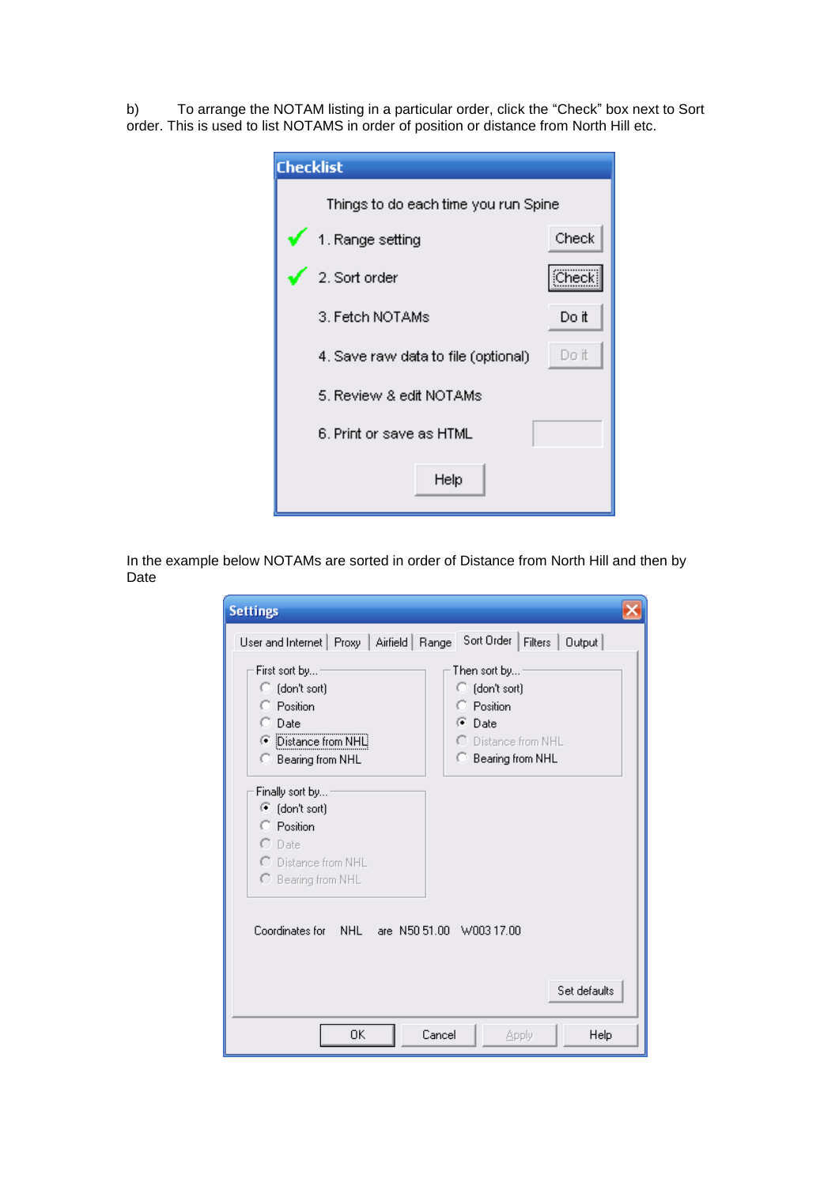b) To arrange the NOTAM listing in a particular order, click the “Check” box next to Sort order. This is used to list NOTAMS in order of position or distance from North Hill etc.

**Checklist**

Things to do each time you run Spine

✓ 1. Range setting — Check

✓ 2. Sort order — Check

3. Fetch NOTAMs — Do it

4. Save raw data to file (optional) — Do it

5. Review & edit NOTAMs

6. Print or save as HTML

Help

In the example below NOTAMs are sorted in order of Distance from North Hill and then by Date

**Settings**

User and Internet | Proxy | Airfield | Range | Sort Order | Filters | Output

First sort by...
- (don't sort)
- Position
- Date
- Distance from NHL (selected)
- Bearing from NHL

Then sort by...
- (don't sort)
- Position
- Date (selected)
- Distance from NHL
- Bearing from NHL

Finally sort by...
- (don't sort) (selected)
- Position
- Date
- Distance from NHL
- Bearing from NHL

Coordinates for NHL are N50 51.00 W003 17.00

Set defaults

OK | Cancel | Apply | Help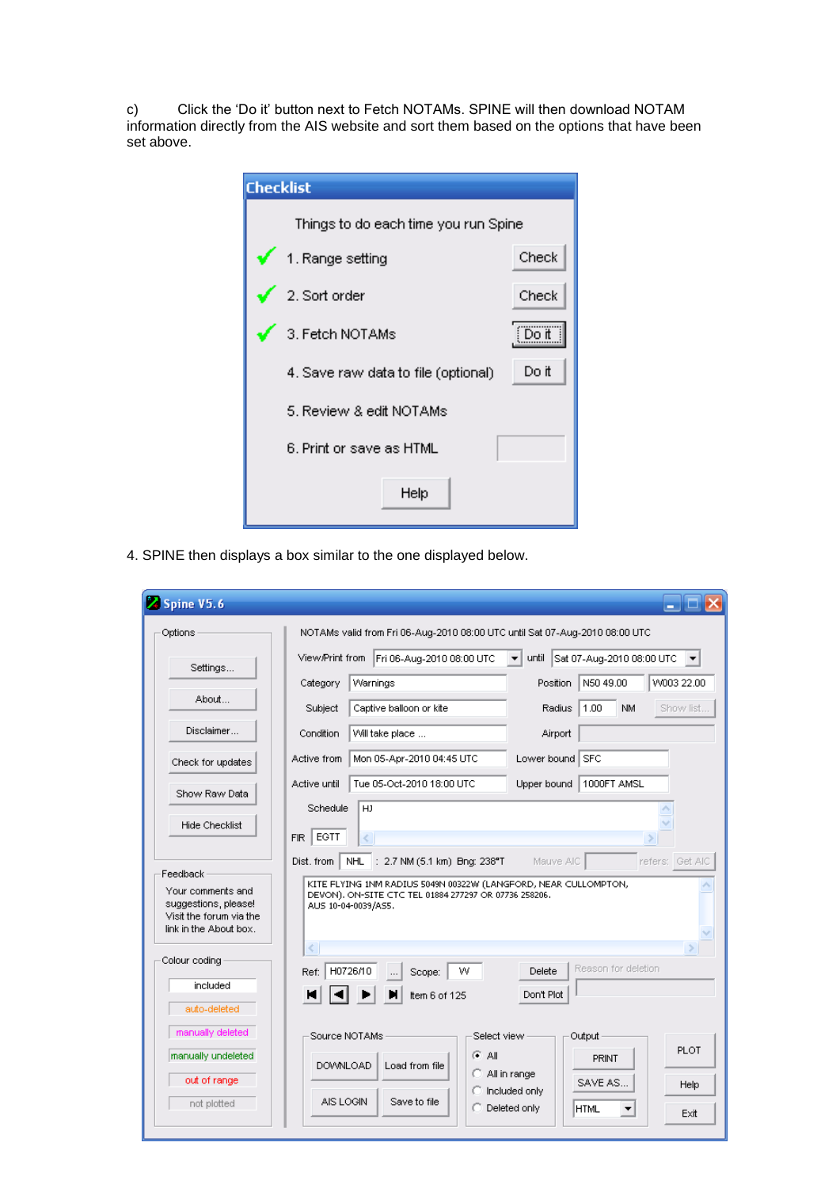c) Click the ‘Do it’ button next to Fetch NOTAMs. SPINE will then download NOTAM information directly from the AIS website and sort them based on the options that have been set above.

4. SPINE then displays a box similar to the one displayed below.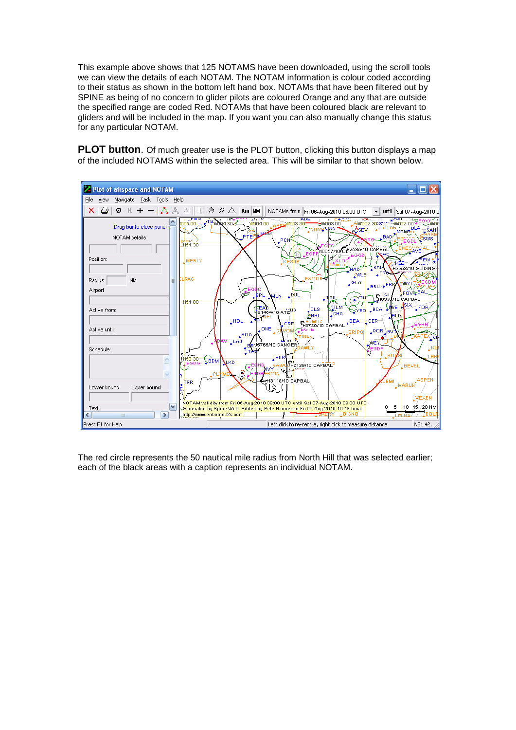This example above shows that 125 NOTAMS have been downloaded, using the scroll tools we can view the details of each NOTAM. The NOTAM information is colour coded according to their status as shown in the bottom left hand box. NOTAMs that have been filtered out by SPINE as being of no concern to glider pilots are coloured Orange and any that are outside the specified range are coded Red. NOTAMs that have been coloured black are relevant to gliders and will be included in the map. If you want you can also manually change this status for any particular NOTAM.

**PLOT button**. Of much greater use is the PLOT button, clicking this button displays a map of the included NOTAMS within the selected area. This will be similar to that shown below.

The red circle represents the 50 nautical mile radius from North Hill that was selected earlier; each of the black areas with a caption represents an individual NOTAM.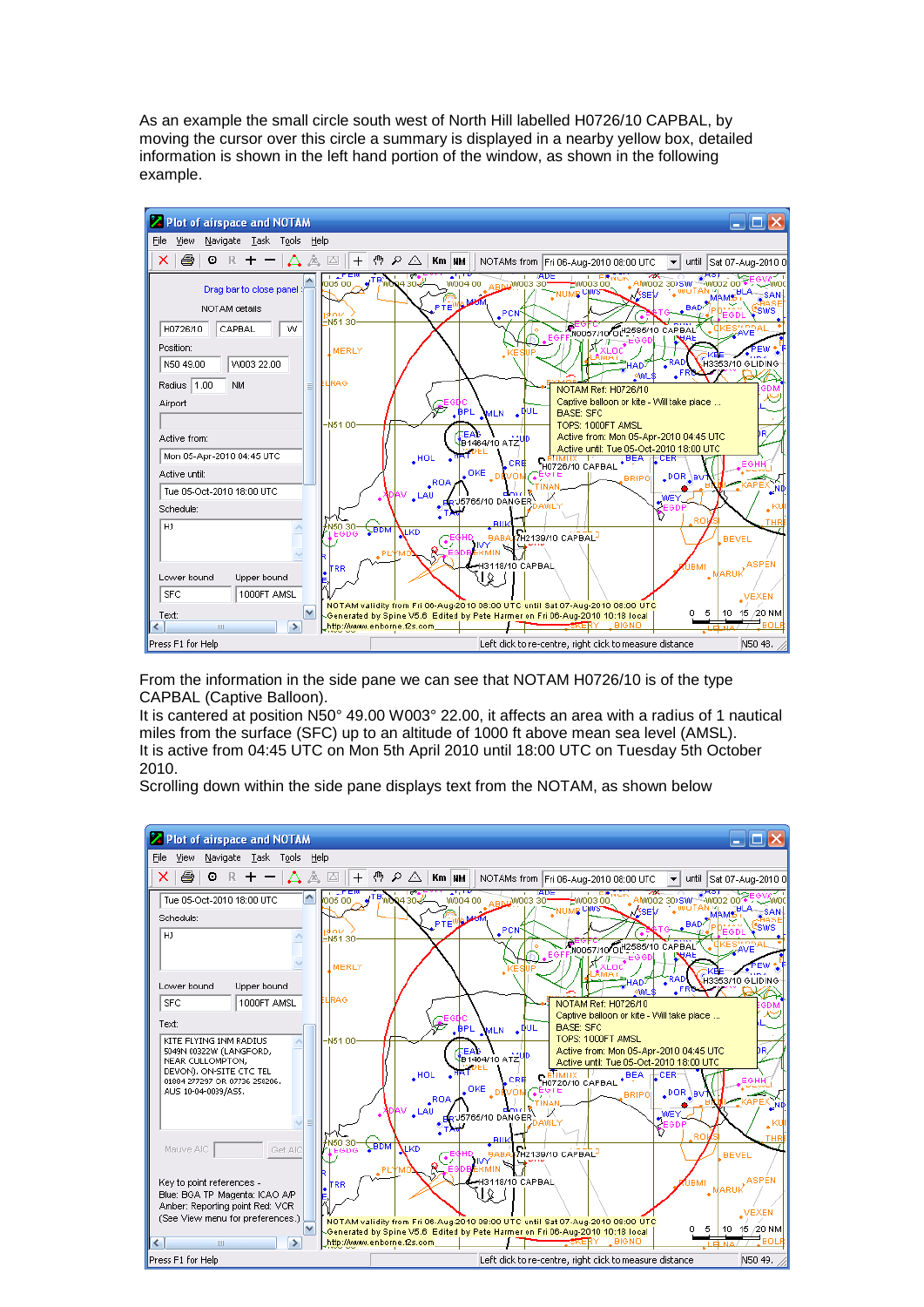As an example the small circle south west of North Hill labelled H0726/10 CAPBAL, by moving the cursor over this circle a summary is displayed in a nearby yellow box, detailed information is shown in the left hand portion of the window, as shown in the following example.

From the information in the side pane we can see that NOTAM H0726/10 is of the type CAPBAL (Captive Balloon).
It is cantered at position N50° 49.00 W003° 22.00, it affects an area with a radius of 1 nautical miles from the surface (SFC) up to an altitude of 1000 ft above mean sea level (AMSL).
It is active from 04:45 UTC on Mon 5th April 2010 until 18:00 UTC on Tuesday 5th October 2010.
Scrolling down within the side pane displays text from the NOTAM, as shown below